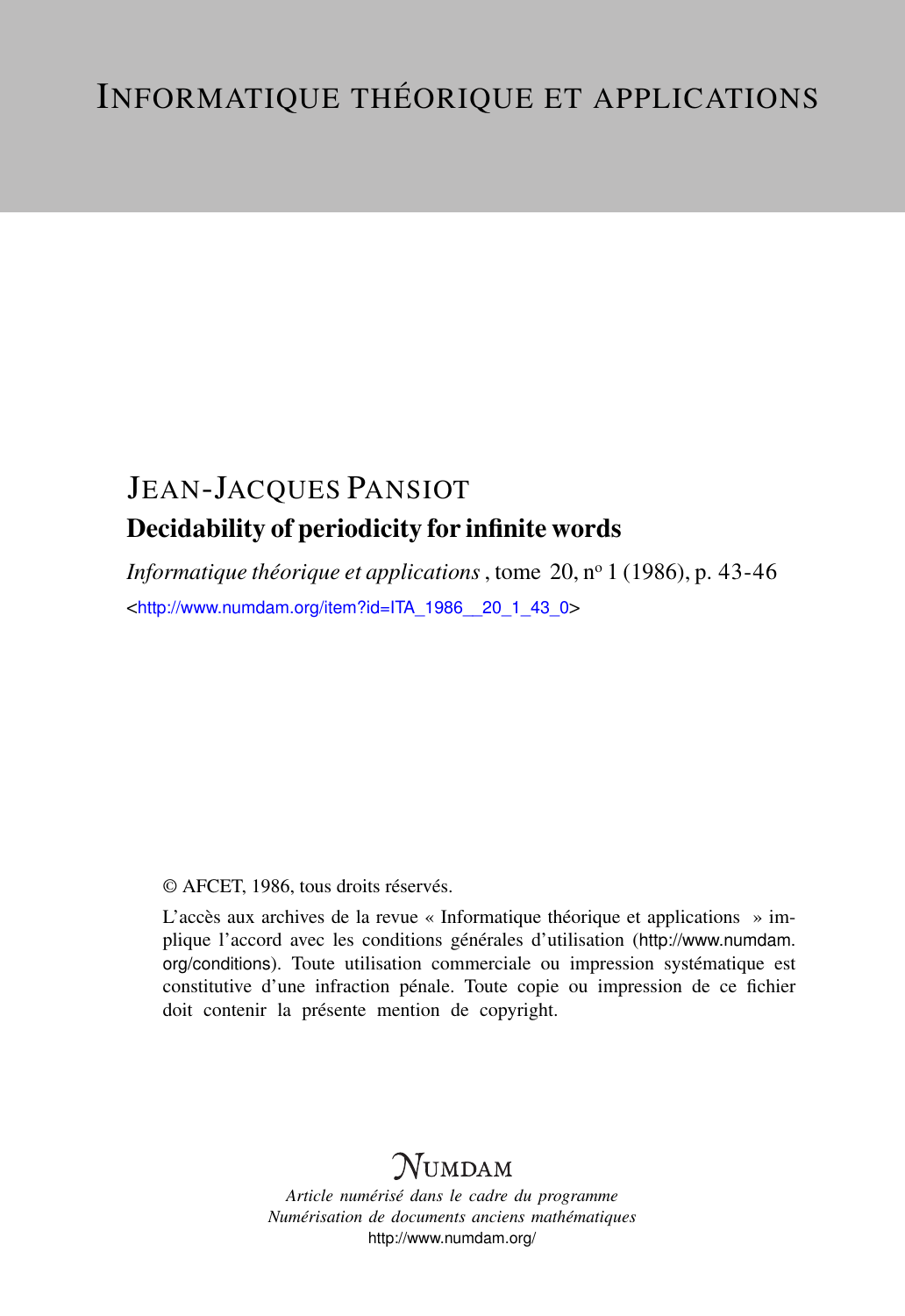# INFORMATIQUE THÉORIQUE ET APPLICATIONS

## JEAN-JACQUES PANSIOT

### Decidability of periodicity for infinite words

*Informatique théorique et applications*, tome 20, nº 1 (1986), p. 43-46

<http://www.numdam.org/item?id=ITA_1986__20_1_43_0>

© AFCET, 1986, tous droits réservés.

L'accès aux archives de la revue « Informatique théorique et applications » implique l'accord avec les conditions générales d'utilisation (http://www.numdam.org/conditions). Toute utilisation commerciale ou impression systématique est constitutive d'une infraction pénale. Toute copie ou impression de ce fichier doit contenir la présente mention de copyright.

NUMDAM

*Article numérisé dans le cadre du programme*
*Numérisation de documents anciens mathématiques*
http://www.numdam.org/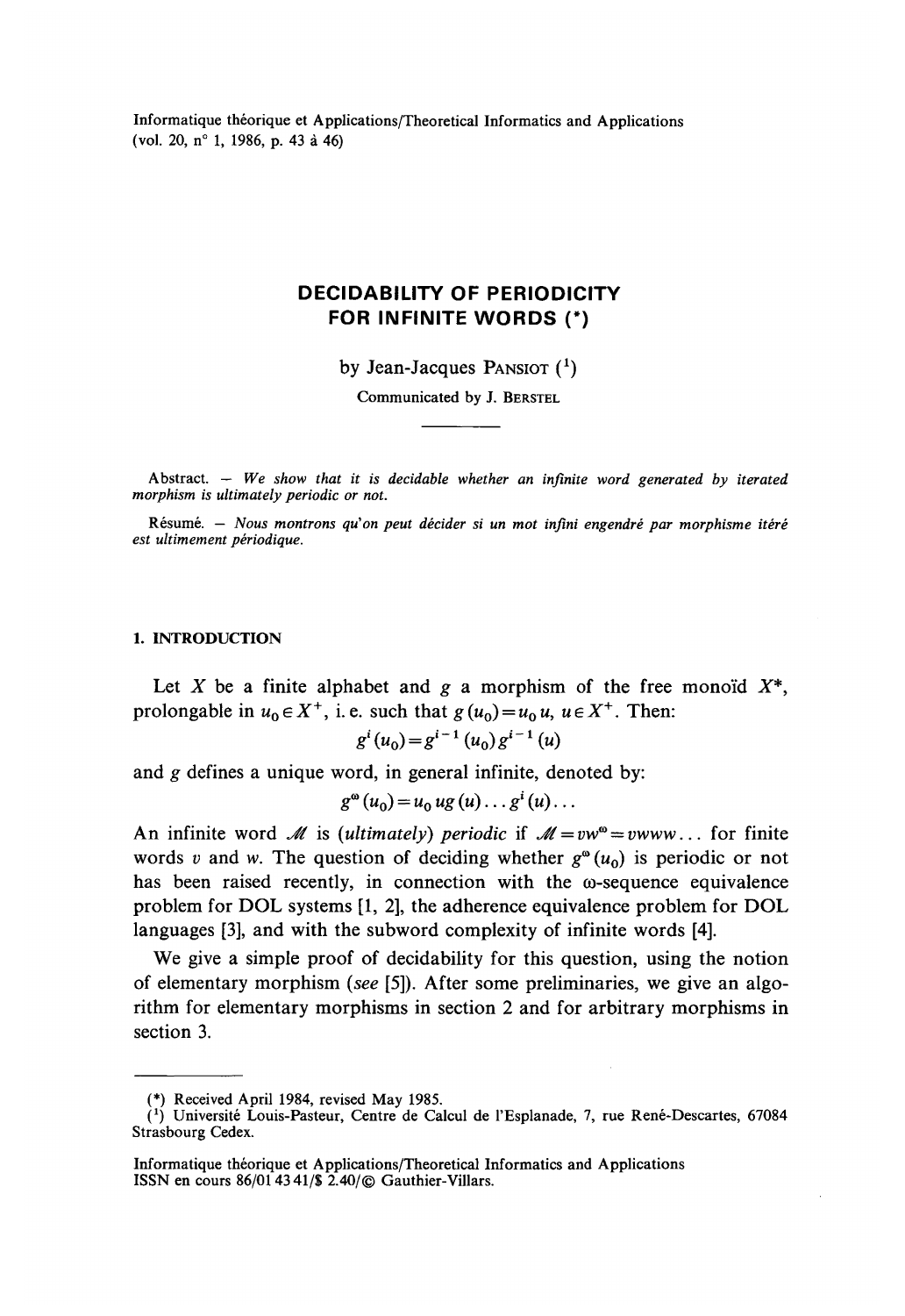Informatique théorique et Applications/Theoretical Informatics and Applications
(vol. 20, n° 1, 1986, p. 43 à 46)

# DECIDABILITY OF PERIODICITY FOR INFINITE WORDS (*)

by Jean-Jacques Pansiot ([1])

Communicated by J. Berstel

---

Abstract. — *We show that it is decidable whether an infinite word generated by iterated morphism is ultimately periodic or not.*

Résumé. — *Nous montrons qu'on peut décider si un mot infini engendré par morphisme itéré est ultimement périodique.*

## 1. INTRODUCTION

Let $X$ be a finite alphabet and $g$ a morphism of the free monoïd $X^*$, prolongable in $u_0 \in X^+$, i. e. such that $g(u_0) = u_0 u$, $u \in X^+$. Then:

$$g^i(u_0) = g^{i-1}(u_0) g^{i-1}(u)$$

and $g$ defines a unique word, in general infinite, denoted by:

$$g^{\omega}(u_0) = u_0 u g(u) \ldots g^i(u) \ldots$$

An infinite word $\mathcal{M}$ is (*ultimately*) *periodic* if $\mathcal{M} = v w^{\omega} = vwww \ldots$ for finite words $v$ and $w$. The question of deciding whether $g^{\omega}(u_0)$ is periodic or not has been raised recently, in connection with the ω-sequence equivalence problem for DOL systems [1, 2], the adherence equivalence problem for DOL languages [3], and with the subword complexity of infinite words [4].

We give a simple proof of decidability for this question, using the notion of elementary morphism (*see* [5]). After some preliminaries, we give an algorithm for elementary morphisms in section 2 and for arbitrary morphisms in section 3.

---

(*) Received April 1984, revised May 1985.

([1]) Université Louis-Pasteur, Centre de Calcul de l'Esplanade, 7, rue René-Descartes, 67084 Strasbourg Cedex.

Informatique théorique et Applications/Theoretical Informatics and Applications
ISSN en cours 86/01 43 41/$ 2.40/© Gauthier-Villars.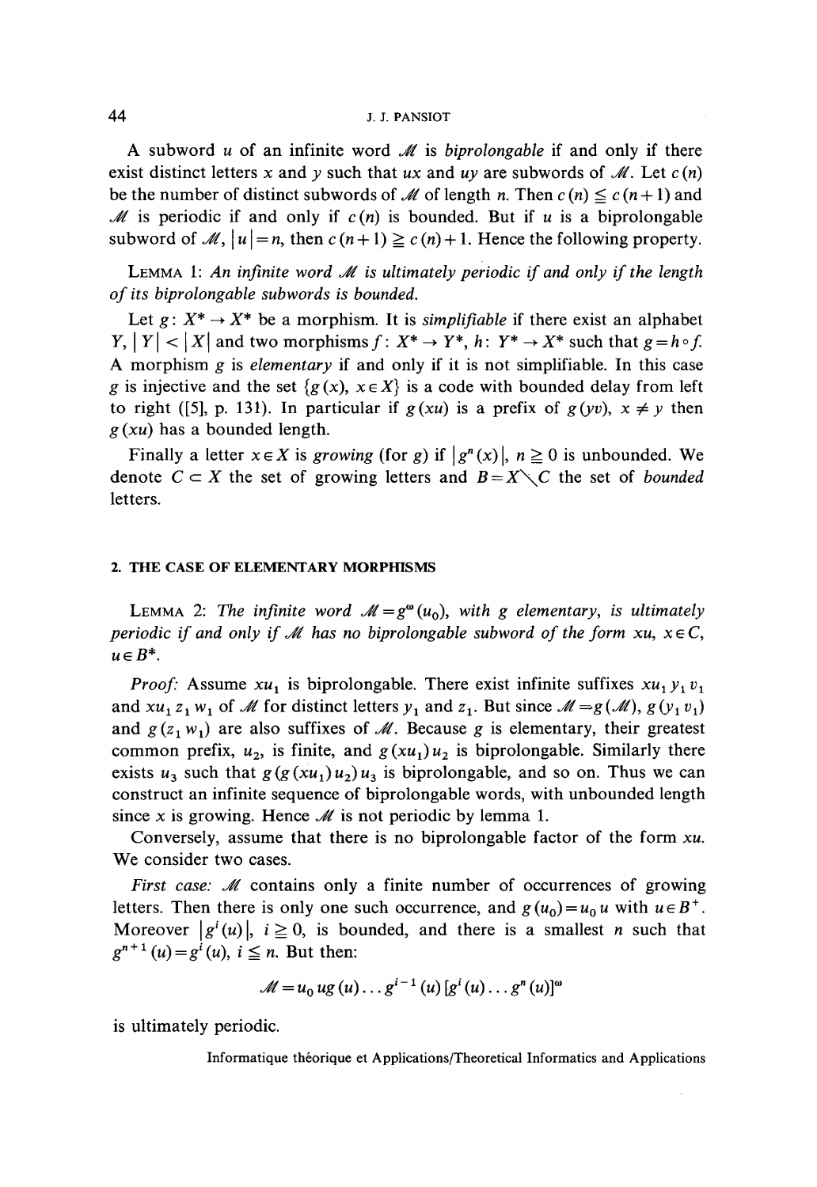A subword $u$ of an infinite word $\mathcal{M}$ is *biprolongable* if and only if there exist distinct letters $x$ and $y$ such that $ux$ and $uy$ are subwords of $\mathcal{M}$. Let $c(n)$ be the number of distinct subwords of $\mathcal{M}$ of length $n$. Then $c(n) \leqq c(n+1)$ and $\mathcal{M}$ is periodic if and only if $c(n)$ is bounded. But if $u$ is a biprolongable subword of $\mathcal{M}$, $|u|=n$, then $c(n+1) \geqq c(n)+1$. Hence the following property.

LEMMA 1: *An infinite word $\mathcal{M}$ is ultimately periodic if and only if the length of its biprolongable subwords is bounded.*

Let $g: X^* \to X^*$ be a morphism. It is *simplifiable* if there exist an alphabet $Y$, $|Y| < |X|$ and two morphisms $f: X^* \to Y^*$, $h: Y^* \to X^*$ such that $g = h \circ f$. A morphism $g$ is *elementary* if and only if it is not simplifiable. In this case $g$ is injective and the set $\{g(x), x \in X\}$ is a code with bounded delay from left to right ([5], p. 131). In particular if $g(xu)$ is a prefix of $g(yv)$, $x \neq y$ then $g(xu)$ has a bounded length.

Finally a letter $x \in X$ is *growing* (for $g$) if $|g^n(x)|$, $n \geqq 0$ is unbounded. We denote $C \subset X$ the set of growing letters and $B = X \setminus C$ the set of *bounded* letters.

## 2. THE CASE OF ELEMENTARY MORPHISMS

LEMMA 2: *The infinite word $\mathcal{M} = g^{\omega}(u_0)$, with $g$ elementary, is ultimately periodic if and only if $\mathcal{M}$ has no biprolongable subword of the form $xu$, $x \in C$, $u \in B^*$.*

*Proof:* Assume $xu_1$ is biprolongable. There exist infinite suffixes $xu_1 y_1 v_1$ and $xu_1 z_1 w_1$ of $\mathcal{M}$ for distinct letters $y_1$ and $z_1$. But since $\mathcal{M} = g(\mathcal{M})$, $g(y_1 v_1)$ and $g(z_1 w_1)$ are also suffixes of $\mathcal{M}$. Because $g$ is elementary, their greatest common prefix, $u_2$, is finite, and $g(xu_1)u_2$ is biprolongable. Similarly there exists $u_3$ such that $g(g(xu_1)u_2)u_3$ is biprolongable, and so on. Thus we can construct an infinite sequence of biprolongable words, with unbounded length since $x$ is growing. Hence $\mathcal{M}$ is not periodic by lemma 1.

Conversely, assume that there is no biprolongable factor of the form $xu$. We consider two cases.

*First case:* $\mathcal{M}$ contains only a finite number of occurrences of growing letters. Then there is only one such occurrence, and $g(u_0) = u_0 u$ with $u \in B^+$. Moreover $|g^i(u)|$, $i \geqq 0$, is bounded, and there is a smallest $n$ such that $g^{n+1}(u) = g^i(u)$, $i \leqq n$. But then:

$$\mathcal{M} = u_0 u g(u) \ldots g^{i-1}(u) [g^i(u) \ldots g^n(u)]^{\omega}$$

is ultimately periodic.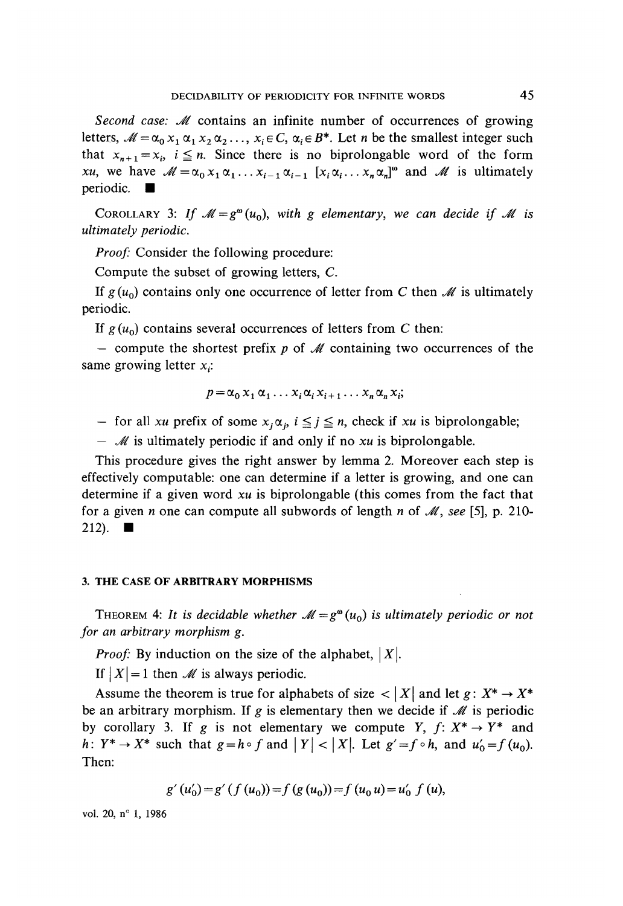*Second case:* $\mathcal{M}$ contains an infinite number of occurrences of growing letters, $\mathcal{M}=\alpha_0 x_1 \alpha_1 x_2 \alpha_2 \ldots$, $x_i \in C$, $\alpha_i \in B^*$. Let $n$ be the smallest integer such that $x_{n+1}=x_i$, $i \leq n$. Since there is no biprolongable word of the form $xu$, we have $\mathcal{M}=\alpha_0 x_1 \alpha_1 \ldots x_{i-1} \alpha_{i-1} [x_i \alpha_i \ldots x_n \alpha_n]^\omega$ and $\mathcal{M}$ is ultimately periodic. ∎

COROLLARY 3: *If $\mathcal{M}=g^\omega(u_0)$, with $g$ elementary, we can decide if $\mathcal{M}$ is ultimately periodic.*

*Proof:* Consider the following procedure:

Compute the subset of growing letters, $C$.

If $g(u_0)$ contains only one occurrence of letter from $C$ then $\mathcal{M}$ is ultimately periodic.

If $g(u_0)$ contains several occurrences of letters from $C$ then:

- compute the shortest prefix $p$ of $\mathcal{M}$ containing two occurrences of the same growing letter $x_i$:

$$p=\alpha_0 x_1 \alpha_1 \ldots x_i \alpha_i x_{i+1} \ldots x_n \alpha_n x_i;$$

- for all $xu$ prefix of some $x_j \alpha_j$, $i \leq j \leq n$, check if $xu$ is biprolongable;
- $\mathcal{M}$ is ultimately periodic if and only if no $xu$ is biprolongable.

This procedure gives the right answer by lemma 2. Moreover each step is effectively computable: one can determine if a letter is growing, and one can determine if a given word $xu$ is biprolongable (this comes from the fact that for a given $n$ one can compute all subwords of length $n$ of $\mathcal{M}$, *see* [5], p. 210-212). ∎

## 3. THE CASE OF ARBITRARY MORPHISMS

THEOREM 4: *It is decidable whether $\mathcal{M}=g^\omega(u_0)$ is ultimately periodic or not for an arbitrary morphism $g$.*

*Proof:* By induction on the size of the alphabet, $|X|$.

If $|X|=1$ then $\mathcal{M}$ is always periodic.

Assume the theorem is true for alphabets of size $<|X|$ and let $g: X^* \to X^*$ be an arbitrary morphism. If $g$ is elementary then we decide if $\mathcal{M}$ is periodic by corollary 3. If $g$ is not elementary we compute $Y$, $f: X^* \to Y^*$ and $h: Y^* \to X^*$ such that $g=h \circ f$ and $|Y|<|X|$. Let $g'=f \circ h$, and $u'_0=f(u_0)$. Then:

$$g'(u'_0)=g'(f(u_0))=f(g(u_0))=f(u_0 u)=u'_0 f(u),$$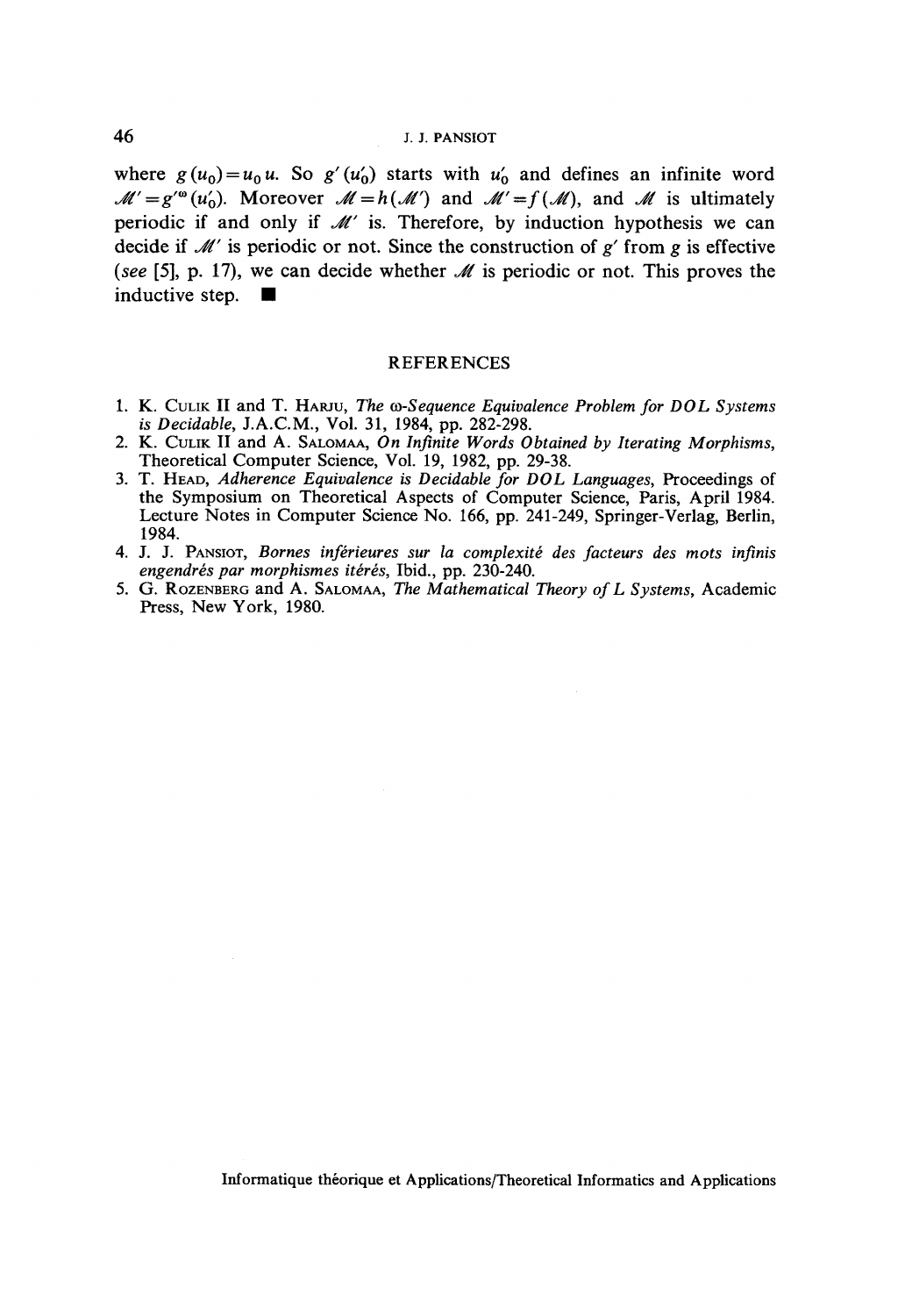where $g(u_0) = u_0 u$. So $g'(u'_0)$ starts with $u'_0$ and defines an infinite word $\mathcal{M}' = g'^{\omega}(u'_0)$. Moreover $\mathcal{M} = h(\mathcal{M}')$ and $\mathcal{M}' = f(\mathcal{M})$, and $\mathcal{M}$ is ultimately periodic if and only if $\mathcal{M}'$ is. Therefore, by induction hypothesis we can decide if $\mathcal{M}'$ is periodic or not. Since the construction of $g'$ from $g$ is effective (*see* [5], p. 17), we can decide whether $\mathcal{M}$ is periodic or not. This proves the inductive step. ■

## REFERENCES

1. K. Culik II and T. Harju, *The ω-Sequence Equivalence Problem for DOL Systems is Decidable*, J.A.C.M., Vol. 31, 1984, pp. 282-298.
2. K. Culik II and A. Salomaa, *On Infinite Words Obtained by Iterating Morphisms*, Theoretical Computer Science, Vol. 19, 1982, pp. 29-38.
3. T. Head, *Adherence Equivalence is Decidable for DOL Languages*, Proceedings of the Symposium on Theoretical Aspects of Computer Science, Paris, April 1984. Lecture Notes in Computer Science No. 166, pp. 241-249, Springer-Verlag, Berlin, 1984.
4. J. J. Pansiot, *Bornes inférieures sur la complexité des facteurs des mots infinis engendrés par morphismes itérés*, Ibid., pp. 230-240.
5. G. Rozenberg and A. Salomaa, *The Mathematical Theory of L Systems*, Academic Press, New York, 1980.